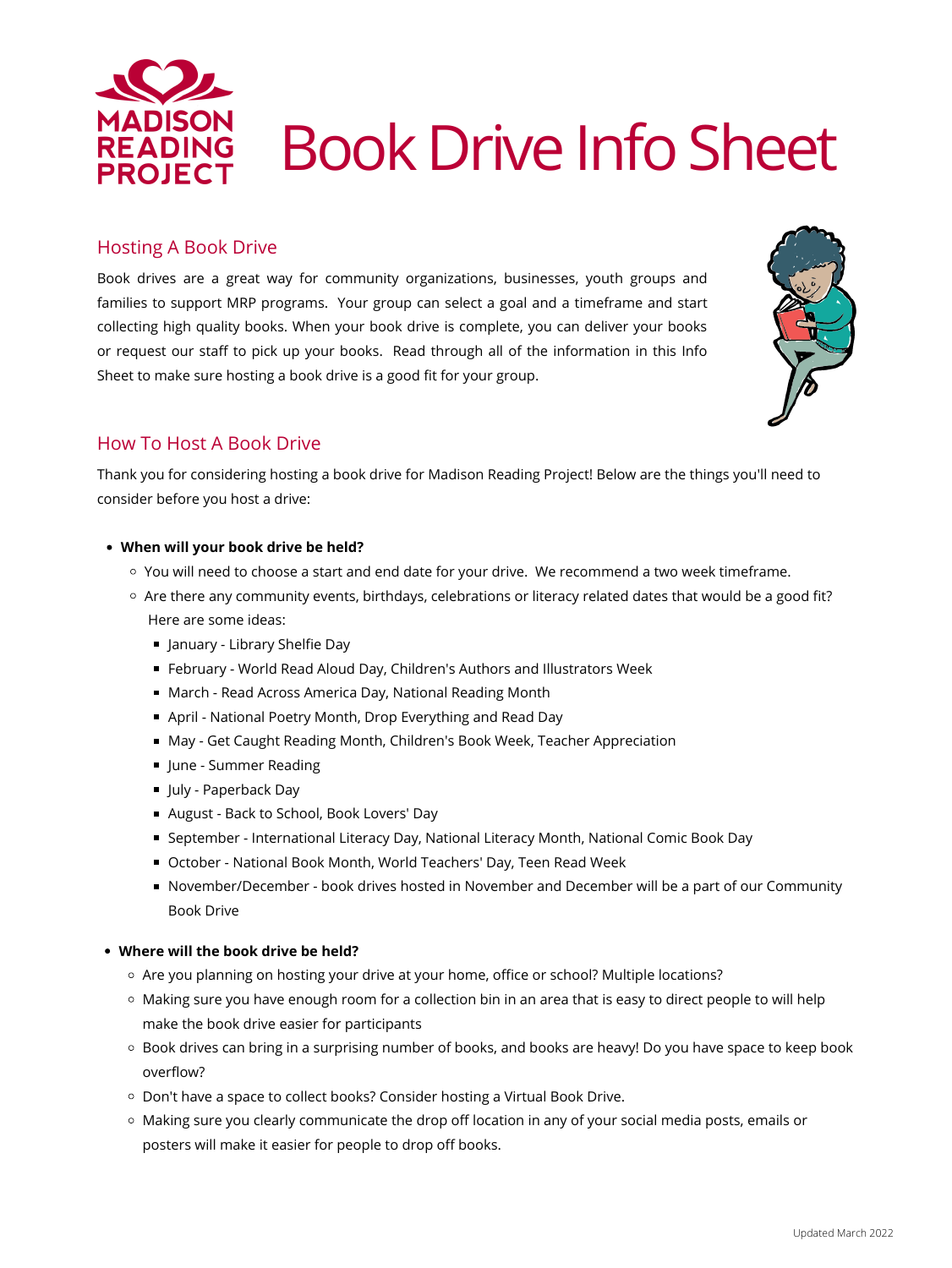# Book Drive Info Sheet

## Hosting A Book Drive

Book drives are a great way for community organizations, businesses, youth groups and families to support MRP programs. Your group can select a goal and a timeframe and start collecting high quality books. When your book drive is complete, you can deliver your books or request our staff to pick up your books. Read through all of the information in this Info Sheet to make sure hosting a book drive is a good fit for your group.

## How To Host A Book Drive

Thank you for considering hosting a book drive for Madison Reading Project! Below are the things you'll need to consider before you host a drive:

- **When will your book drive be held?**
  - You will need to choose a start and end date for your drive. We recommend a two week timeframe.
  - Are there any community events, birthdays, celebrations or literacy related dates that would be a good fit? Here are some ideas:
    - January - Library Shelfie Day
    - February - World Read Aloud Day, Children's Authors and Illustrators Week
    - March - Read Across America Day, National Reading Month
    - April - National Poetry Month, Drop Everything and Read Day
    - May - Get Caught Reading Month, Children's Book Week, Teacher Appreciation
    - June - Summer Reading
    - July - Paperback Day
    - August - Back to School, Book Lovers' Day
    - September - International Literacy Day, National Literacy Month, National Comic Book Day
    - October - National Book Month, World Teachers' Day, Teen Read Week
    - November/December - book drives hosted in November and December will be a part of our Community Book Drive
- **Where will the book drive be held?**
  - Are you planning on hosting your drive at your home, office or school? Multiple locations?
  - Making sure you have enough room for a collection bin in an area that is easy to direct people to will help make the book drive easier for participants
  - Book drives can bring in a surprising number of books, and books are heavy! Do you have space to keep book overflow?
  - Don't have a space to collect books? Consider hosting a Virtual Book Drive.
  - Making sure you clearly communicate the drop off location in any of your social media posts, emails or posters will make it easier for people to drop off books.

Updated March 2022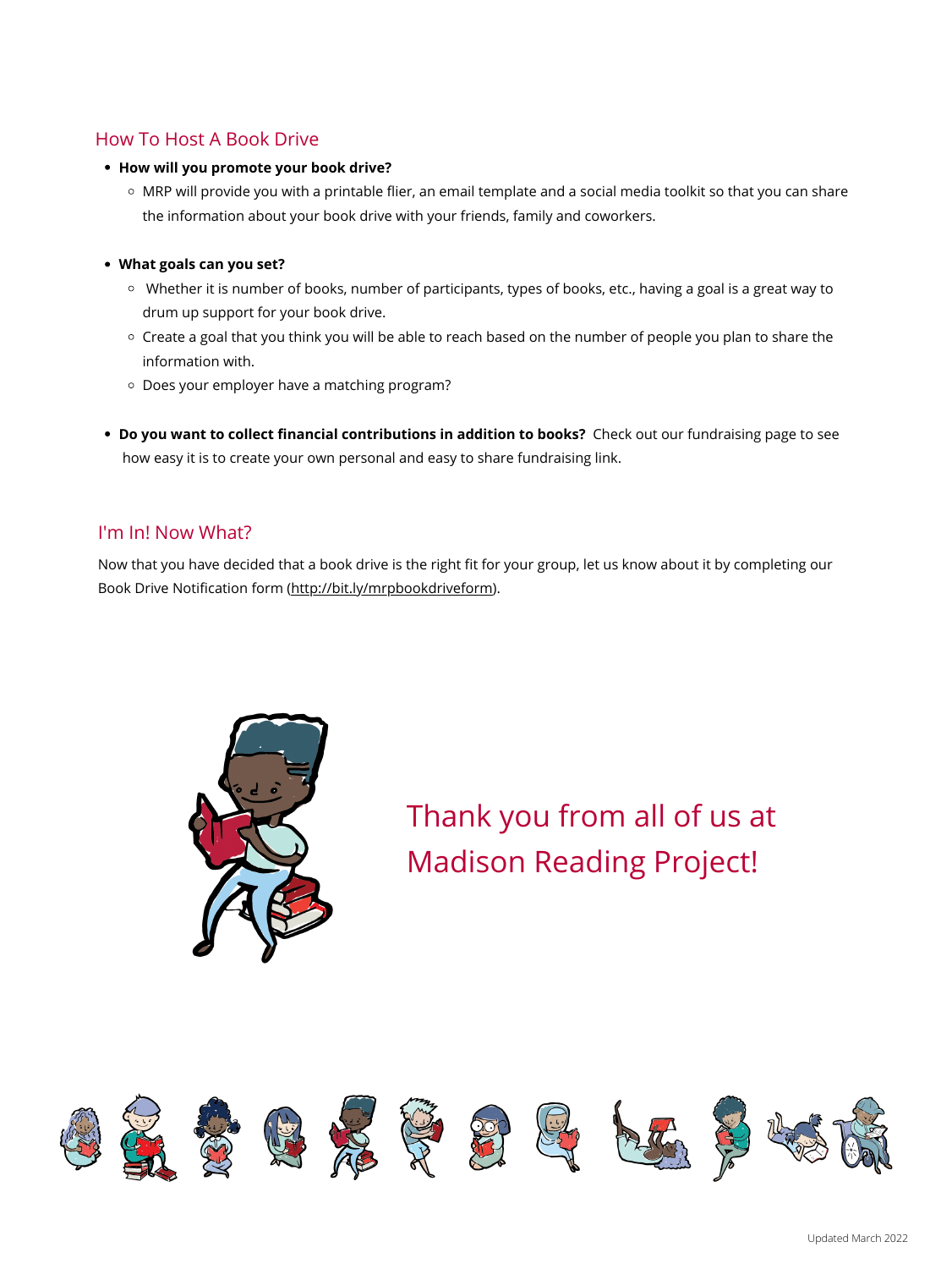## How To Host A Book Drive

- **How will you promote your book drive?**
  - MRP will provide you with a printable flier, an email template and a social media toolkit so that you can share the information about your book drive with your friends, family and coworkers.

- **What goals can you set?**
  - Whether it is number of books, number of participants, types of books, etc., having a goal is a great way to drum up support for your book drive.
  - Create a goal that you think you will be able to reach based on the number of people you plan to share the information with.
  - Does your employer have a matching program?

- **Do you want to collect financial contributions in addition to books?** Check out our fundraising page to see how easy it is to create your own personal and easy to share fundraising link.

## I'm In! Now What?

Now that you have decided that a book drive is the right fit for your group, let us know about it by completing our Book Drive Notification form (http://bit.ly/mrpbookdriveform).

Thank you from all of us at Madison Reading Project!

Updated March 2022